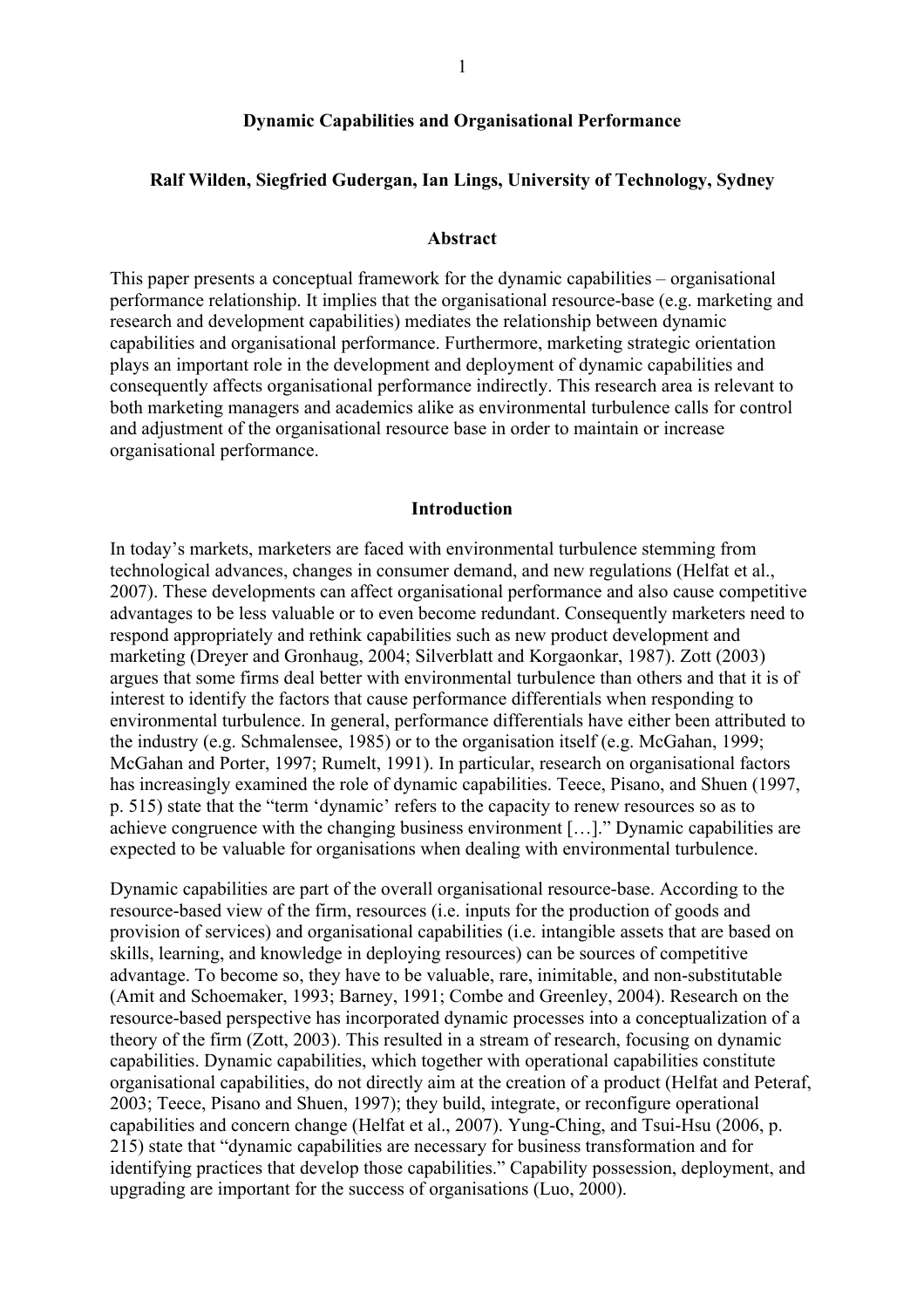# Dynamic Capabilities and Organisational Performance

**Ralf Wilden, Siegfried Gudergan, Ian Lings, University of Technology, Sydney**

## Abstract

This paper presents a conceptual framework for the dynamic capabilities – organisational performance relationship. It implies that the organisational resource-base (e.g. marketing and research and development capabilities) mediates the relationship between dynamic capabilities and organisational performance. Furthermore, marketing strategic orientation plays an important role in the development and deployment of dynamic capabilities and consequently affects organisational performance indirectly. This research area is relevant to both marketing managers and academics alike as environmental turbulence calls for control and adjustment of the organisational resource base in order to maintain or increase organisational performance.

## Introduction

In today's markets, marketers are faced with environmental turbulence stemming from technological advances, changes in consumer demand, and new regulations (Helfat et al., 2007). These developments can affect organisational performance and also cause competitive advantages to be less valuable or to even become redundant. Consequently marketers need to respond appropriately and rethink capabilities such as new product development and marketing (Dreyer and Gronhaug, 2004; Silverblatt and Korgaonkar, 1987). Zott (2003) argues that some firms deal better with environmental turbulence than others and that it is of interest to identify the factors that cause performance differentials when responding to environmental turbulence. In general, performance differentials have either been attributed to the industry (e.g. Schmalensee, 1985) or to the organisation itself (e.g. McGahan, 1999; McGahan and Porter, 1997; Rumelt, 1991). In particular, research on organisational factors has increasingly examined the role of dynamic capabilities. Teece, Pisano, and Shuen (1997, p. 515) state that the "term 'dynamic' refers to the capacity to renew resources so as to achieve congruence with the changing business environment […]." Dynamic capabilities are expected to be valuable for organisations when dealing with environmental turbulence.

Dynamic capabilities are part of the overall organisational resource-base. According to the resource-based view of the firm, resources (i.e. inputs for the production of goods and provision of services) and organisational capabilities (i.e. intangible assets that are based on skills, learning, and knowledge in deploying resources) can be sources of competitive advantage. To become so, they have to be valuable, rare, inimitable, and non-substitutable (Amit and Schoemaker, 1993; Barney, 1991; Combe and Greenley, 2004). Research on the resource-based perspective has incorporated dynamic processes into a conceptualization of a theory of the firm (Zott, 2003). This resulted in a stream of research, focusing on dynamic capabilities. Dynamic capabilities, which together with operational capabilities constitute organisational capabilities, do not directly aim at the creation of a product (Helfat and Peteraf, 2003; Teece, Pisano and Shuen, 1997); they build, integrate, or reconfigure operational capabilities and concern change (Helfat et al., 2007). Yung-Ching, and Tsui-Hsu (2006, p. 215) state that "dynamic capabilities are necessary for business transformation and for identifying practices that develop those capabilities." Capability possession, deployment, and upgrading are important for the success of organisations (Luo, 2000).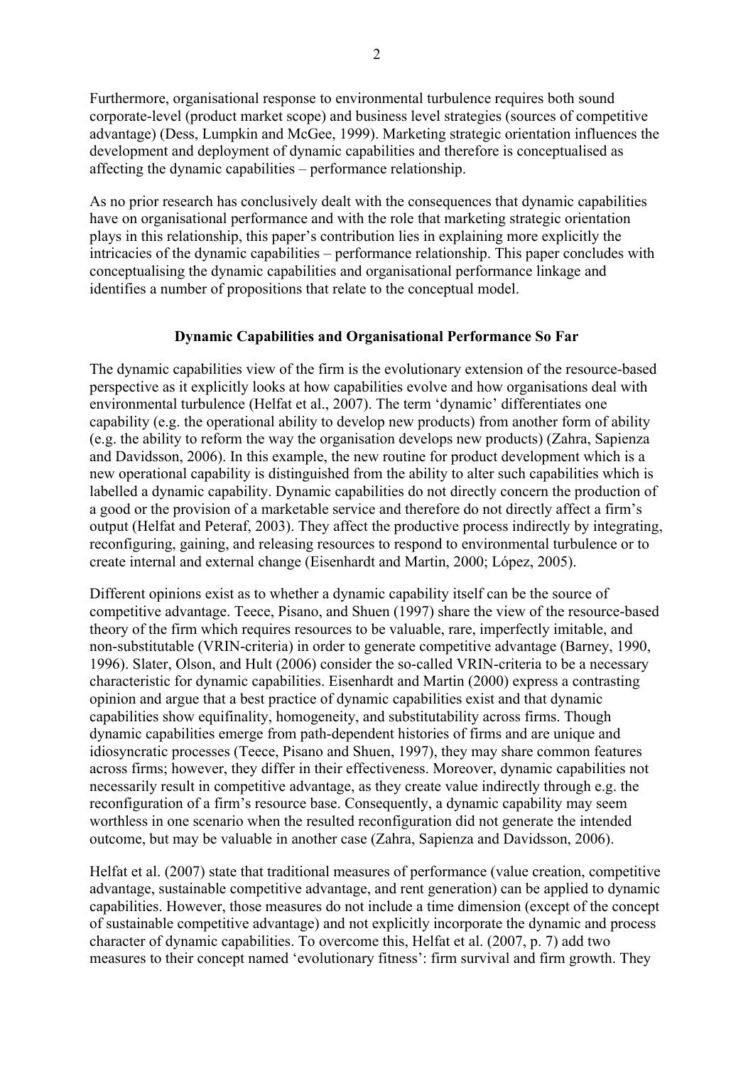Furthermore, organisational response to environmental turbulence requires both sound corporate-level (product market scope) and business level strategies (sources of competitive advantage) (Dess, Lumpkin and McGee, 1999). Marketing strategic orientation influences the development and deployment of dynamic capabilities and therefore is conceptualised as affecting the dynamic capabilities – performance relationship.

As no prior research has conclusively dealt with the consequences that dynamic capabilities have on organisational performance and with the role that marketing strategic orientation plays in this relationship, this paper's contribution lies in explaining more explicitly the intricacies of the dynamic capabilities – performance relationship. This paper concludes with conceptualising the dynamic capabilities and organisational performance linkage and identifies a number of propositions that relate to the conceptual model.

## Dynamic Capabilities and Organisational Performance So Far

The dynamic capabilities view of the firm is the evolutionary extension of the resource-based perspective as it explicitly looks at how capabilities evolve and how organisations deal with environmental turbulence (Helfat et al., 2007). The term 'dynamic' differentiates one capability (e.g. the operational ability to develop new products) from another form of ability (e.g. the ability to reform the way the organisation develops new products) (Zahra, Sapienza and Davidsson, 2006). In this example, the new routine for product development which is a new operational capability is distinguished from the ability to alter such capabilities which is labelled a dynamic capability. Dynamic capabilities do not directly concern the production of a good or the provision of a marketable service and therefore do not directly affect a firm's output (Helfat and Peteraf, 2003). They affect the productive process indirectly by integrating, reconfiguring, gaining, and releasing resources to respond to environmental turbulence or to create internal and external change (Eisenhardt and Martin, 2000; López, 2005).

Different opinions exist as to whether a dynamic capability itself can be the source of competitive advantage. Teece, Pisano, and Shuen (1997) share the view of the resource-based theory of the firm which requires resources to be valuable, rare, imperfectly imitable, and non-substitutable (VRIN-criteria) in order to generate competitive advantage (Barney, 1990, 1996). Slater, Olson, and Hult (2006) consider the so-called VRIN-criteria to be a necessary characteristic for dynamic capabilities. Eisenhardt and Martin (2000) express a contrasting opinion and argue that a best practice of dynamic capabilities exist and that dynamic capabilities show equifinality, homogeneity, and substitutability across firms. Though dynamic capabilities emerge from path-dependent histories of firms and are unique and idiosyncratic processes (Teece, Pisano and Shuen, 1997), they may share common features across firms; however, they differ in their effectiveness. Moreover, dynamic capabilities not necessarily result in competitive advantage, as they create value indirectly through e.g. the reconfiguration of a firm's resource base. Consequently, a dynamic capability may seem worthless in one scenario when the resulted reconfiguration did not generate the intended outcome, but may be valuable in another case (Zahra, Sapienza and Davidsson, 2006).

Helfat et al. (2007) state that traditional measures of performance (value creation, competitive advantage, sustainable competitive advantage, and rent generation) can be applied to dynamic capabilities. However, those measures do not include a time dimension (except of the concept of sustainable competitive advantage) and not explicitly incorporate the dynamic and process character of dynamic capabilities. To overcome this, Helfat et al. (2007, p. 7) add two measures to their concept named 'evolutionary fitness': firm survival and firm growth. They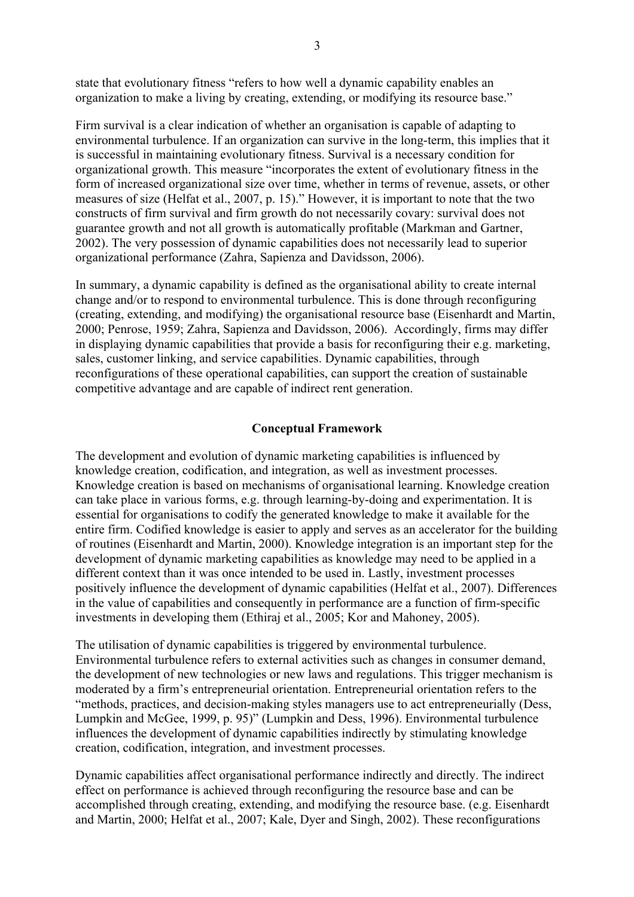state that evolutionary fitness "refers to how well a dynamic capability enables an organization to make a living by creating, extending, or modifying its resource base."

Firm survival is a clear indication of whether an organisation is capable of adapting to environmental turbulence. If an organization can survive in the long-term, this implies that it is successful in maintaining evolutionary fitness. Survival is a necessary condition for organizational growth. This measure "incorporates the extent of evolutionary fitness in the form of increased organizational size over time, whether in terms of revenue, assets, or other measures of size (Helfat et al., 2007, p. 15)." However, it is important to note that the two constructs of firm survival and firm growth do not necessarily covary: survival does not guarantee growth and not all growth is automatically profitable (Markman and Gartner, 2002). The very possession of dynamic capabilities does not necessarily lead to superior organizational performance (Zahra, Sapienza and Davidsson, 2006).

In summary, a dynamic capability is defined as the organisational ability to create internal change and/or to respond to environmental turbulence. This is done through reconfiguring (creating, extending, and modifying) the organisational resource base (Eisenhardt and Martin, 2000; Penrose, 1959; Zahra, Sapienza and Davidsson, 2006). Accordingly, firms may differ in displaying dynamic capabilities that provide a basis for reconfiguring their e.g. marketing, sales, customer linking, and service capabilities. Dynamic capabilities, through reconfigurations of these operational capabilities, can support the creation of sustainable competitive advantage and are capable of indirect rent generation.

## Conceptual Framework

The development and evolution of dynamic marketing capabilities is influenced by knowledge creation, codification, and integration, as well as investment processes. Knowledge creation is based on mechanisms of organisational learning. Knowledge creation can take place in various forms, e.g. through learning-by-doing and experimentation. It is essential for organisations to codify the generated knowledge to make it available for the entire firm. Codified knowledge is easier to apply and serves as an accelerator for the building of routines (Eisenhardt and Martin, 2000). Knowledge integration is an important step for the development of dynamic marketing capabilities as knowledge may need to be applied in a different context than it was once intended to be used in. Lastly, investment processes positively influence the development of dynamic capabilities (Helfat et al., 2007). Differences in the value of capabilities and consequently in performance are a function of firm-specific investments in developing them (Ethiraj et al., 2005; Kor and Mahoney, 2005).

The utilisation of dynamic capabilities is triggered by environmental turbulence. Environmental turbulence refers to external activities such as changes in consumer demand, the development of new technologies or new laws and regulations. This trigger mechanism is moderated by a firm's entrepreneurial orientation. Entrepreneurial orientation refers to the "methods, practices, and decision-making styles managers use to act entrepreneurially (Dess, Lumpkin and McGee, 1999, p. 95)" (Lumpkin and Dess, 1996). Environmental turbulence influences the development of dynamic capabilities indirectly by stimulating knowledge creation, codification, integration, and investment processes.

Dynamic capabilities affect organisational performance indirectly and directly. The indirect effect on performance is achieved through reconfiguring the resource base and can be accomplished through creating, extending, and modifying the resource base. (e.g. Eisenhardt and Martin, 2000; Helfat et al., 2007; Kale, Dyer and Singh, 2002). These reconfigurations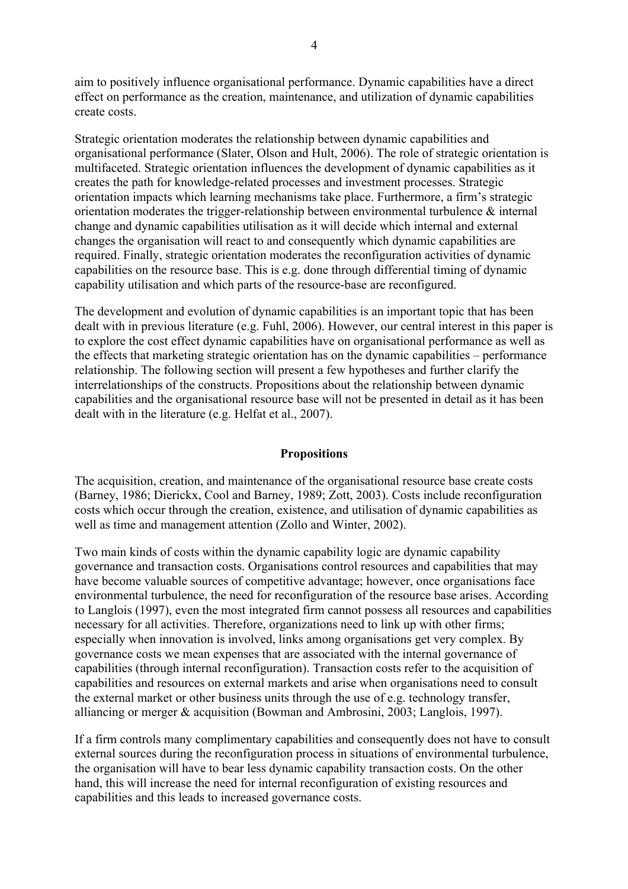aim to positively influence organisational performance. Dynamic capabilities have a direct effect on performance as the creation, maintenance, and utilization of dynamic capabilities create costs.

Strategic orientation moderates the relationship between dynamic capabilities and organisational performance (Slater, Olson and Hult, 2006). The role of strategic orientation is multifaceted. Strategic orientation influences the development of dynamic capabilities as it creates the path for knowledge-related processes and investment processes. Strategic orientation impacts which learning mechanisms take place. Furthermore, a firm's strategic orientation moderates the trigger-relationship between environmental turbulence & internal change and dynamic capabilities utilisation as it will decide which internal and external changes the organisation will react to and consequently which dynamic capabilities are required. Finally, strategic orientation moderates the reconfiguration activities of dynamic capabilities on the resource base. This is e.g. done through differential timing of dynamic capability utilisation and which parts of the resource-base are reconfigured.

The development and evolution of dynamic capabilities is an important topic that has been dealt with in previous literature (e.g. Fuhl, 2006). However, our central interest in this paper is to explore the cost effect dynamic capabilities have on organisational performance as well as the effects that marketing strategic orientation has on the dynamic capabilities – performance relationship. The following section will present a few hypotheses and further clarify the interrelationships of the constructs. Propositions about the relationship between dynamic capabilities and the organisational resource base will not be presented in detail as it has been dealt with in the literature (e.g. Helfat et al., 2007).

## Propositions

The acquisition, creation, and maintenance of the organisational resource base create costs (Barney, 1986; Dierickx, Cool and Barney, 1989; Zott, 2003). Costs include reconfiguration costs which occur through the creation, existence, and utilisation of dynamic capabilities as well as time and management attention (Zollo and Winter, 2002).

Two main kinds of costs within the dynamic capability logic are dynamic capability governance and transaction costs. Organisations control resources and capabilities that may have become valuable sources of competitive advantage; however, once organisations face environmental turbulence, the need for reconfiguration of the resource base arises. According to Langlois (1997), even the most integrated firm cannot possess all resources and capabilities necessary for all activities. Therefore, organizations need to link up with other firms; especially when innovation is involved, links among organisations get very complex. By governance costs we mean expenses that are associated with the internal governance of capabilities (through internal reconfiguration). Transaction costs refer to the acquisition of capabilities and resources on external markets and arise when organisations need to consult the external market or other business units through the use of e.g. technology transfer, alliancing or merger & acquisition (Bowman and Ambrosini, 2003; Langlois, 1997).

If a firm controls many complimentary capabilities and consequently does not have to consult external sources during the reconfiguration process in situations of environmental turbulence, the organisation will have to bear less dynamic capability transaction costs. On the other hand, this will increase the need for internal reconfiguration of existing resources and capabilities and this leads to increased governance costs.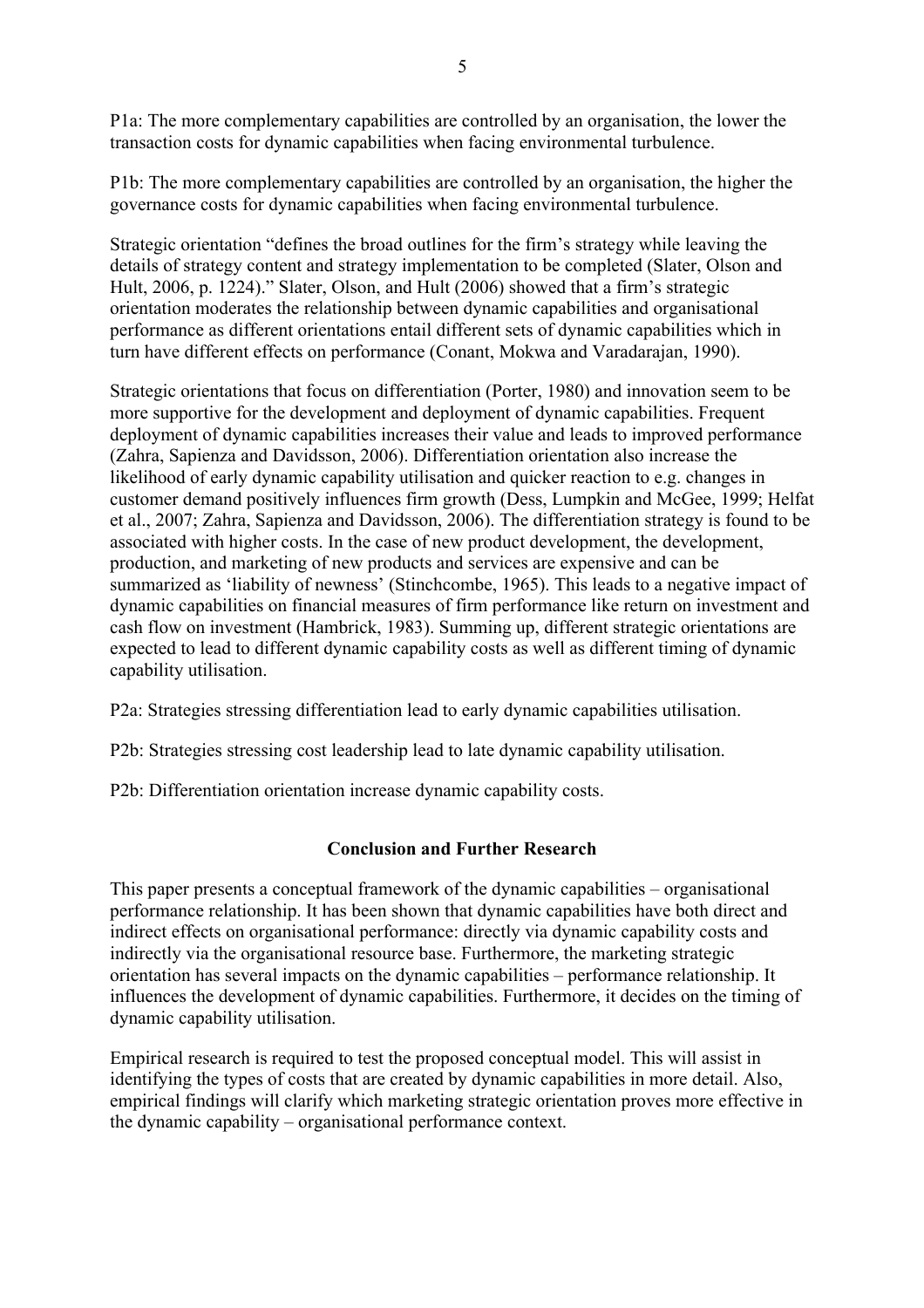P1a: The more complementary capabilities are controlled by an organisation, the lower the transaction costs for dynamic capabilities when facing environmental turbulence.

P1b: The more complementary capabilities are controlled by an organisation, the higher the governance costs for dynamic capabilities when facing environmental turbulence.

Strategic orientation "defines the broad outlines for the firm's strategy while leaving the details of strategy content and strategy implementation to be completed (Slater, Olson and Hult, 2006, p. 1224)." Slater, Olson, and Hult (2006) showed that a firm's strategic orientation moderates the relationship between dynamic capabilities and organisational performance as different orientations entail different sets of dynamic capabilities which in turn have different effects on performance (Conant, Mokwa and Varadarajan, 1990).

Strategic orientations that focus on differentiation (Porter, 1980) and innovation seem to be more supportive for the development and deployment of dynamic capabilities. Frequent deployment of dynamic capabilities increases their value and leads to improved performance (Zahra, Sapienza and Davidsson, 2006). Differentiation orientation also increase the likelihood of early dynamic capability utilisation and quicker reaction to e.g. changes in customer demand positively influences firm growth (Dess, Lumpkin and McGee, 1999; Helfat et al., 2007; Zahra, Sapienza and Davidsson, 2006). The differentiation strategy is found to be associated with higher costs. In the case of new product development, the development, production, and marketing of new products and services are expensive and can be summarized as 'liability of newness' (Stinchcombe, 1965). This leads to a negative impact of dynamic capabilities on financial measures of firm performance like return on investment and cash flow on investment (Hambrick, 1983). Summing up, different strategic orientations are expected to lead to different dynamic capability costs as well as different timing of dynamic capability utilisation.

P2a: Strategies stressing differentiation lead to early dynamic capabilities utilisation.

P2b: Strategies stressing cost leadership lead to late dynamic capability utilisation.

P2b: Differentiation orientation increase dynamic capability costs.

## Conclusion and Further Research

This paper presents a conceptual framework of the dynamic capabilities – organisational performance relationship. It has been shown that dynamic capabilities have both direct and indirect effects on organisational performance: directly via dynamic capability costs and indirectly via the organisational resource base. Furthermore, the marketing strategic orientation has several impacts on the dynamic capabilities – performance relationship. It influences the development of dynamic capabilities. Furthermore, it decides on the timing of dynamic capability utilisation.

Empirical research is required to test the proposed conceptual model. This will assist in identifying the types of costs that are created by dynamic capabilities in more detail. Also, empirical findings will clarify which marketing strategic orientation proves more effective in the dynamic capability – organisational performance context.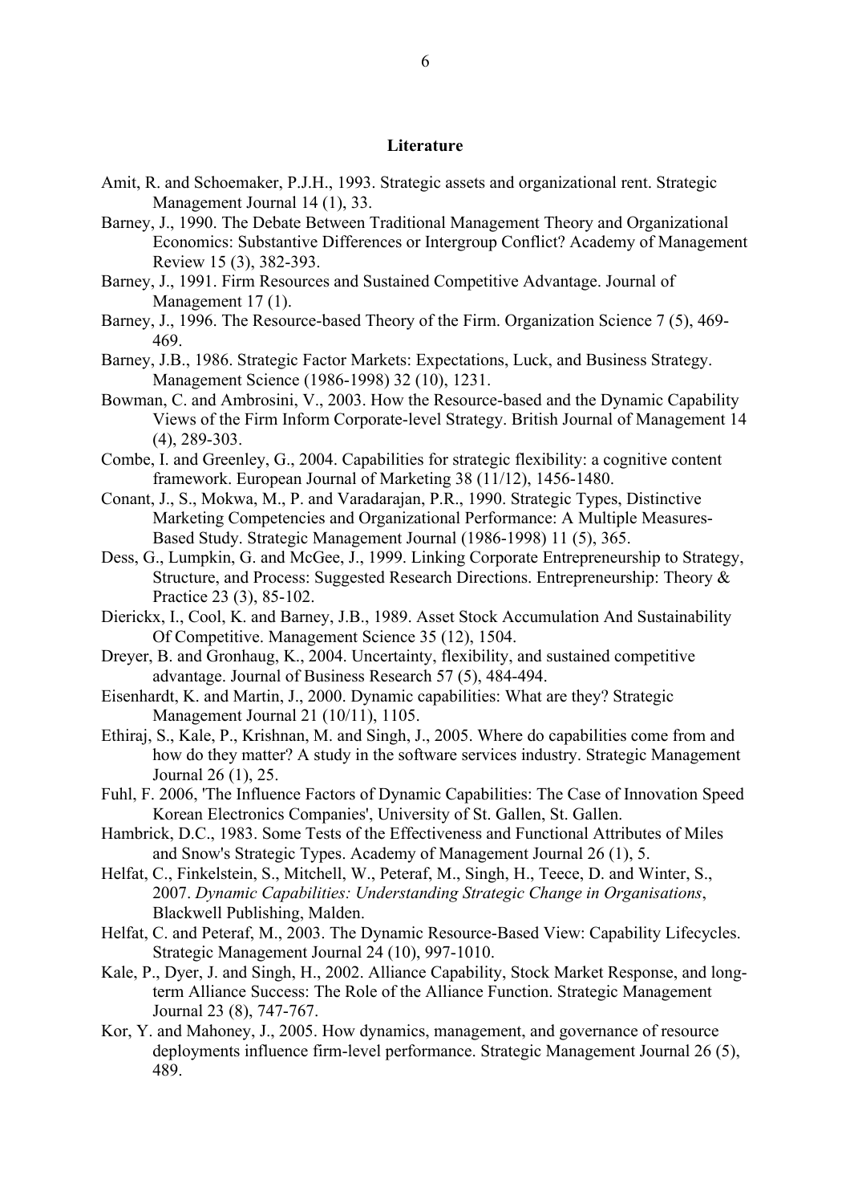## Literature

Amit, R. and Schoemaker, P.J.H., 1993. Strategic assets and organizational rent. Strategic Management Journal 14 (1), 33.

Barney, J., 1990. The Debate Between Traditional Management Theory and Organizational Economics: Substantive Differences or Intergroup Conflict? Academy of Management Review 15 (3), 382-393.

Barney, J., 1991. Firm Resources and Sustained Competitive Advantage. Journal of Management 17 (1).

Barney, J., 1996. The Resource-based Theory of the Firm. Organization Science 7 (5), 469-469.

Barney, J.B., 1986. Strategic Factor Markets: Expectations, Luck, and Business Strategy. Management Science (1986-1998) 32 (10), 1231.

Bowman, C. and Ambrosini, V., 2003. How the Resource-based and the Dynamic Capability Views of the Firm Inform Corporate-level Strategy. British Journal of Management 14 (4), 289-303.

Combe, I. and Greenley, G., 2004. Capabilities for strategic flexibility: a cognitive content framework. European Journal of Marketing 38 (11/12), 1456-1480.

Conant, J., S., Mokwa, M., P. and Varadarajan, P.R., 1990. Strategic Types, Distinctive Marketing Competencies and Organizational Performance: A Multiple Measures-Based Study. Strategic Management Journal (1986-1998) 11 (5), 365.

Dess, G., Lumpkin, G. and McGee, J., 1999. Linking Corporate Entrepreneurship to Strategy, Structure, and Process: Suggested Research Directions. Entrepreneurship: Theory & Practice 23 (3), 85-102.

Dierickx, I., Cool, K. and Barney, J.B., 1989. Asset Stock Accumulation And Sustainability Of Competitive. Management Science 35 (12), 1504.

Dreyer, B. and Gronhaug, K., 2004. Uncertainty, flexibility, and sustained competitive advantage. Journal of Business Research 57 (5), 484-494.

Eisenhardt, K. and Martin, J., 2000. Dynamic capabilities: What are they? Strategic Management Journal 21 (10/11), 1105.

Ethiraj, S., Kale, P., Krishnan, M. and Singh, J., 2005. Where do capabilities come from and how do they matter? A study in the software services industry. Strategic Management Journal 26 (1), 25.

Fuhl, F. 2006, 'The Influence Factors of Dynamic Capabilities: The Case of Innovation Speed Korean Electronics Companies', University of St. Gallen, St. Gallen.

Hambrick, D.C., 1983. Some Tests of the Effectiveness and Functional Attributes of Miles and Snow's Strategic Types. Academy of Management Journal 26 (1), 5.

Helfat, C., Finkelstein, S., Mitchell, W., Peteraf, M., Singh, H., Teece, D. and Winter, S., 2007. *Dynamic Capabilities: Understanding Strategic Change in Organisations*, Blackwell Publishing, Malden.

Helfat, C. and Peteraf, M., 2003. The Dynamic Resource-Based View: Capability Lifecycles. Strategic Management Journal 24 (10), 997-1010.

Kale, P., Dyer, J. and Singh, H., 2002. Alliance Capability, Stock Market Response, and long-term Alliance Success: The Role of the Alliance Function. Strategic Management Journal 23 (8), 747-767.

Kor, Y. and Mahoney, J., 2005. How dynamics, management, and governance of resource deployments influence firm-level performance. Strategic Management Journal 26 (5), 489.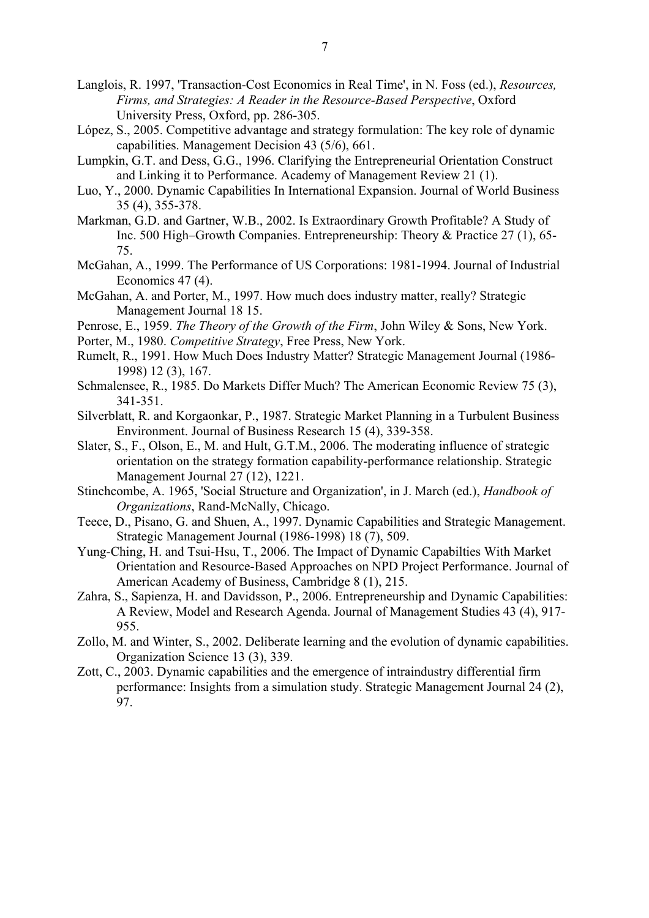Langlois, R. 1997, 'Transaction-Cost Economics in Real Time', in N. Foss (ed.), *Resources, Firms, and Strategies: A Reader in the Resource-Based Perspective*, Oxford University Press, Oxford, pp. 286-305.

López, S., 2005. Competitive advantage and strategy formulation: The key role of dynamic capabilities. Management Decision 43 (5/6), 661.

Lumpkin, G.T. and Dess, G.G., 1996. Clarifying the Entrepreneurial Orientation Construct and Linking it to Performance. Academy of Management Review 21 (1).

Luo, Y., 2000. Dynamic Capabilities In International Expansion. Journal of World Business 35 (4), 355-378.

Markman, G.D. and Gartner, W.B., 2002. Is Extraordinary Growth Profitable? A Study of Inc. 500 High–Growth Companies. Entrepreneurship: Theory & Practice 27 (1), 65-75.

McGahan, A., 1999. The Performance of US Corporations: 1981-1994. Journal of Industrial Economics 47 (4).

McGahan, A. and Porter, M., 1997. How much does industry matter, really? Strategic Management Journal 18 15.

Penrose, E., 1959. *The Theory of the Growth of the Firm*, John Wiley & Sons, New York.

Porter, M., 1980. *Competitive Strategy*, Free Press, New York.

Rumelt, R., 1991. How Much Does Industry Matter? Strategic Management Journal (1986-1998) 12 (3), 167.

Schmalensee, R., 1985. Do Markets Differ Much? The American Economic Review 75 (3), 341-351.

Silverblatt, R. and Korgaonkar, P., 1987. Strategic Market Planning in a Turbulent Business Environment. Journal of Business Research 15 (4), 339-358.

Slater, S., F., Olson, E., M. and Hult, G.T.M., 2006. The moderating influence of strategic orientation on the strategy formation capability-performance relationship. Strategic Management Journal 27 (12), 1221.

Stinchcombe, A. 1965, 'Social Structure and Organization', in J. March (ed.), *Handbook of Organizations*, Rand-McNally, Chicago.

Teece, D., Pisano, G. and Shuen, A., 1997. Dynamic Capabilities and Strategic Management. Strategic Management Journal (1986-1998) 18 (7), 509.

Yung-Ching, H. and Tsui-Hsu, T., 2006. The Impact of Dynamic Capabilties With Market Orientation and Resource-Based Approaches on NPD Project Performance. Journal of American Academy of Business, Cambridge 8 (1), 215.

Zahra, S., Sapienza, H. and Davidsson, P., 2006. Entrepreneurship and Dynamic Capabilities: A Review, Model and Research Agenda. Journal of Management Studies 43 (4), 917-955.

Zollo, M. and Winter, S., 2002. Deliberate learning and the evolution of dynamic capabilities. Organization Science 13 (3), 339.

Zott, C., 2003. Dynamic capabilities and the emergence of intraindustry differential firm performance: Insights from a simulation study. Strategic Management Journal 24 (2), 97.